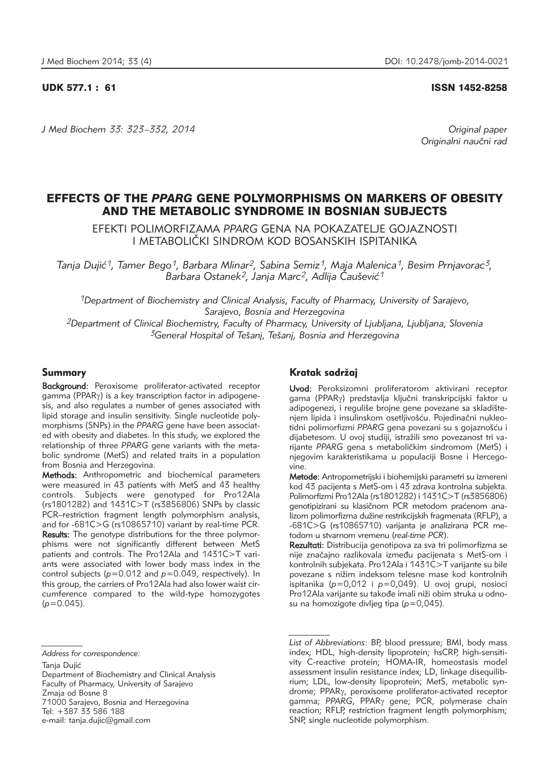UDK 577.1 : 61

ISSN 1452-8258

Original paper
Originalni naučni rad

# EFFECTS OF THE *PPARG* GENE POLYMORPHISMS ON MARKERS OF OBESITY AND THE METABOLIC SYNDROME IN BOSNIAN SUBJECTS

EFEKTI POLIMORFIZAMA *PPARG* GENA NA POKAZATELJE GOJAZNOSTI I METABOLIČKI SINDROM KOD BOSANSKIH ISPITANIKA

*Tanja Dujić[1], Tamer Bego[1], Barbara Mlinar[2], Sabina Semiz[1], Maja Malenica[1], Besim Prnjavorac[3], Barbara Ostanek[2], Janja Marc[2], Adlija Čaušević[1]*

[1]Department of Biochemistry and Clinical Analysis, Faculty of Pharmacy, University of Sarajevo, Sarajevo, Bosnia and Herzegovina
[2]Department of Clinical Biochemistry, Faculty of Pharmacy, University of Ljubljana, Ljubljana, Slovenia
[3]General Hospital of Tešanj, Tešanj, Bosnia and Herzegovina

## Summary

**Background:** Peroxisome proliferator-activated receptor gamma (PPARγ) is a key transcription factor in adipogenesis, and also regulates a number of genes associated with lipid storage and insulin sensitivity. Single nucleotide polymorphisms (SNPs) in the *PPARG* gene have been associated with obesity and diabetes. In this study, we explored the relationship of three *PPARG* gene variants with the metabolic syndrome (MetS) and related traits in a population from Bosnia and Herzegovina.

**Methods:** Anthropometric and biochemical parameters were measured in 43 patients with MetS and 43 healthy controls. Subjects were genotyped for Pro12Ala (rs1801282) and 1431C>T (rs3856806) SNPs by classic PCR–restriction fragment length polymorphism analysis, and for -681C>G (rs10865710) variant by real-time PCR.

**Results:** The genotype distributions for the three polymorphisms were not significantly different between MetS patients and controls. The Pro12Ala and 1431C>T variants were associated with lower body mass index in the control subjects ($p=0.012$ and $p=0.049$, respectively). In this group, the carriers of Pro12Ala had also lower waist circumference compared to the wild-type homozygotes ($p=0.045$).

## Kratak sadržaj

**Uvod:** Peroksizomni proliferatorom aktivirani receptor gama (PPARγ) predstavlja ključni transkripcijski faktor u adipogenezi, i reguliše brojne gene povezane sa skladištenjem lipida i insulinskom osetljivošću. Pojedinačni nukleotidni polimorfizmi *PPARG* gena povezani su s gojaznošću i dijabetesom. U ovoj studiji, istražili smo povezanost tri varijante *PPARG* gena s metaboličkim sindromom (MetS) i njegovim karakteristikama u populaciji Bosne i Hercegovine.

**Metode:** Antropometrijski i biohemijski parametri su izmereni kod 43 pacijenta s MetS-om i 43 zdrava kontrolna subjekta. Polimorfizmi Pro12Ala (rs1801282) i 1431C>T (rs3856806) genotipizirani su klasičnom PCR metodom praćenom analizom polimorfizma dužine restrikcijskih fragmenata (RFLP), a -681C>G (rs10865710) varijanta je analizirana PCR metodom u stvarnom vremenu (*real-time PCR*).

**Rezultati:** Distribucija genotipova za sva tri polimorfizma se nije značajno razlikovala između pacijenata s MetS-om i kontrolnih subjekata. Pro12Ala i 1431C>T varijante su bile povezane s nižim indeksom telesne mase kod kontrolnih ispitanika ($p=0{,}012$ i $p=0{,}049$). U ovoj grupi, nosioci Pro12Ala varijante su takođe imali niži obim struka u odnosu na homozigote divljeg tipa ($p=0{,}045$).

*Address for correspondence:*

Tanja Dujić
Department of Biochemistry and Clinical Analysis
Faculty of Pharmacy, University of Sarajevo
Zmaja od Bosne 8
71000 Sarajevo, Bosnia and Herzegovina
Tel: +387 33 586 188
e-mail: tanja.dujic@gmail.com

*List of Abbreviations*: BP, blood pressure; BMI, body mass index; HDL, high-density lipoprotein; hsCRP, high-sensitivity C-reactive protein; HOMA-IR, homeostasis model assessment insulin resistance index; LD, linkage disequilibrium; LDL, low-density lipoprotein; MetS, metabolic syndrome; PPARγ, peroxisome proliferator-activated receptor gamma; *PPARG*, PPARγ gene; PCR, polymerase chain reaction; RFLP, restriction fragment length polymorphism; SNP, single nucleotide polymorphism.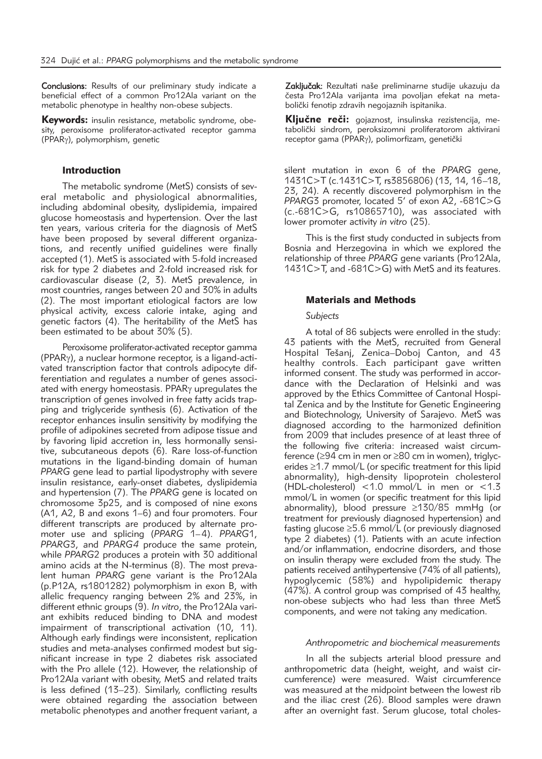**Conclusions:** Results of our preliminary study indicate a beneficial effect of a common Pro12Ala variant on the metabolic phenotype in healthy non-obese subjects.

**Keywords:** insulin resistance, metabolic syndrome, obesity, peroxisome proliferator-activated receptor gamma (PPARγ), polymorphism, genetic

**Zaključak:** Rezultati naše preliminarne studije ukazuju da česta Pro12Ala varijanta ima povoljan efekat na metabolički fenotip zdravih negojaznih ispitanika.

**Ključne reči:** gojaznost, insulinska rezistencija, metabolički sindrom, peroksizomni proliferatorom aktivirani receptor gama (PPARγ), polimorfizam, genetički

## Introduction

The metabolic syndrome (MetS) consists of several metabolic and physiological abnormalities, including abdominal obesity, dyslipidemia, impaired glucose homeostasis and hypertension. Over the last ten years, various criteria for the diagnosis of MetS have been proposed by several different organizations, and recently unified guidelines were finally accepted (1). MetS is associated with 5-fold increased risk for type 2 diabetes and 2-fold increased risk for cardiovascular disease (2, 3). MetS prevalence, in most countries, ranges between 20 and 30% in adults (2). The most important etiological factors are low physical activity, excess calorie intake, aging and genetic factors (4). The heritability of the MetS has been estimated to be about 30% (5).

Peroxisome proliferator-activated receptor gamma (PPARγ), a nuclear hormone receptor, is a ligand-activated transcription factor that controls adipocyte differentiation and regulates a number of genes associated with energy homeostasis. PPARγ upregulates the transcription of genes involved in free fatty acids trapping and triglyceride synthesis (6). Activation of the receptor enhances insulin sensitivity by modifying the profile of adipokines secreted from adipose tissue and by favoring lipid accretion in, less hormonally sensitive, subcutaneous depots (6). Rare loss-of-function mutations in the ligand-binding domain of human *PPARG* gene lead to partial lipodystrophy with severe insulin resistance, early-onset diabetes, dyslipidemia and hypertension (7). The *PPARG* gene is located on chromosome 3p25, and is composed of nine exons (A1, A2, B and exons 1–6) and four promoters. Four different transcripts are produced by alternate promoter use and splicing (*PPARG* 1–4). *PPARG*1, *PPARG*3, and *PPARG4* produce the same protein, while *PPARG*2 produces a protein with 30 additional amino acids at the N-terminus (8). The most prevalent human *PPARG* gene variant is the Pro12Ala (p.P12A, rs1801282) polymorphism in exon B, with allelic frequency ranging between 2% and 23%, in different ethnic groups (9). *In vitro*, the Pro12Ala variant exhibits reduced binding to DNA and modest impairment of transcriptional activation (10, 11). Although early findings were inconsistent, replication studies and meta-analyses confirmed modest but significant increase in type 2 diabetes risk associated with the Pro allele (12). However, the relationship of Pro12Ala variant with obesity, MetS and related traits is less defined (13–23). Similarly, conflicting results were obtained regarding the association between metabolic phenotypes and another frequent variant, a silent mutation in exon 6 of the *PPARG* gene, 1431C>T (c.1431C>T, rs3856806) (13, 14, 16–18, 23, 24). A recently discovered polymorphism in the *PPARG*3 promoter, located 5' of exon A2, -681C>G (c.-681C>G, rs10865710), was associated with lower promoter activity *in vitro* (25).

This is the first study conducted in subjects from Bosnia and Herzegovina in which we explored the relationship of three *PPARG* gene variants (Pro12Ala, 1431C>T, and -681C>G) with MetS and its features.

## Materials and Methods

### *Subjects*

A total of 86 subjects were enrolled in the study: 43 patients with the MetS, recruited from General Hospital Tešanj, Zenica–Doboj Canton, and 43 healthy controls. Each participant gave written informed consent. The study was performed in accordance with the Declaration of Helsinki and was approved by the Ethics Committee of Cantonal Hospital Zenica and by the Institute for Genetic Engineering and Biotechnology, University of Sarajevo. MetS was diagnosed according to the harmonized definition from 2009 that includes presence of at least three of the following five criteria: increased waist circumference (≥94 cm in men or ≥80 cm in women), triglycerides ≥1.7 mmol/L (or specific treatment for this lipid abnormality), high-density lipoprotein cholesterol (HDL-cholesterol) <1.0 mmol/L in men or <1.3 mmol/L in women (or specific treatment for this lipid abnormality), blood pressure ≥130/85 mmHg (or treatment for previously diagnosed hypertension) and fasting glucose ≥5.6 mmol/L (or previously diagnosed type 2 diabetes) (1). Patients with an acute infection and/or inflammation, endocrine disorders, and those on insulin therapy were excluded from the study. The patients received antihypertensive (74% of all patients), hypoglycemic (58%) and hypolipidemic therapy (47%). A control group was comprised of 43 healthy, non-obese subjects who had less than three MetS components, and were not taking any medication.

### *Anthropometric and biochemical measurements*

In all the subjects arterial blood pressure and anthropometric data (height, weight, and waist circumference) were measured. Waist circumference was measured at the midpoint between the lowest rib and the iliac crest (26). Blood samples were drawn after an overnight fast. Serum glucose, total choles-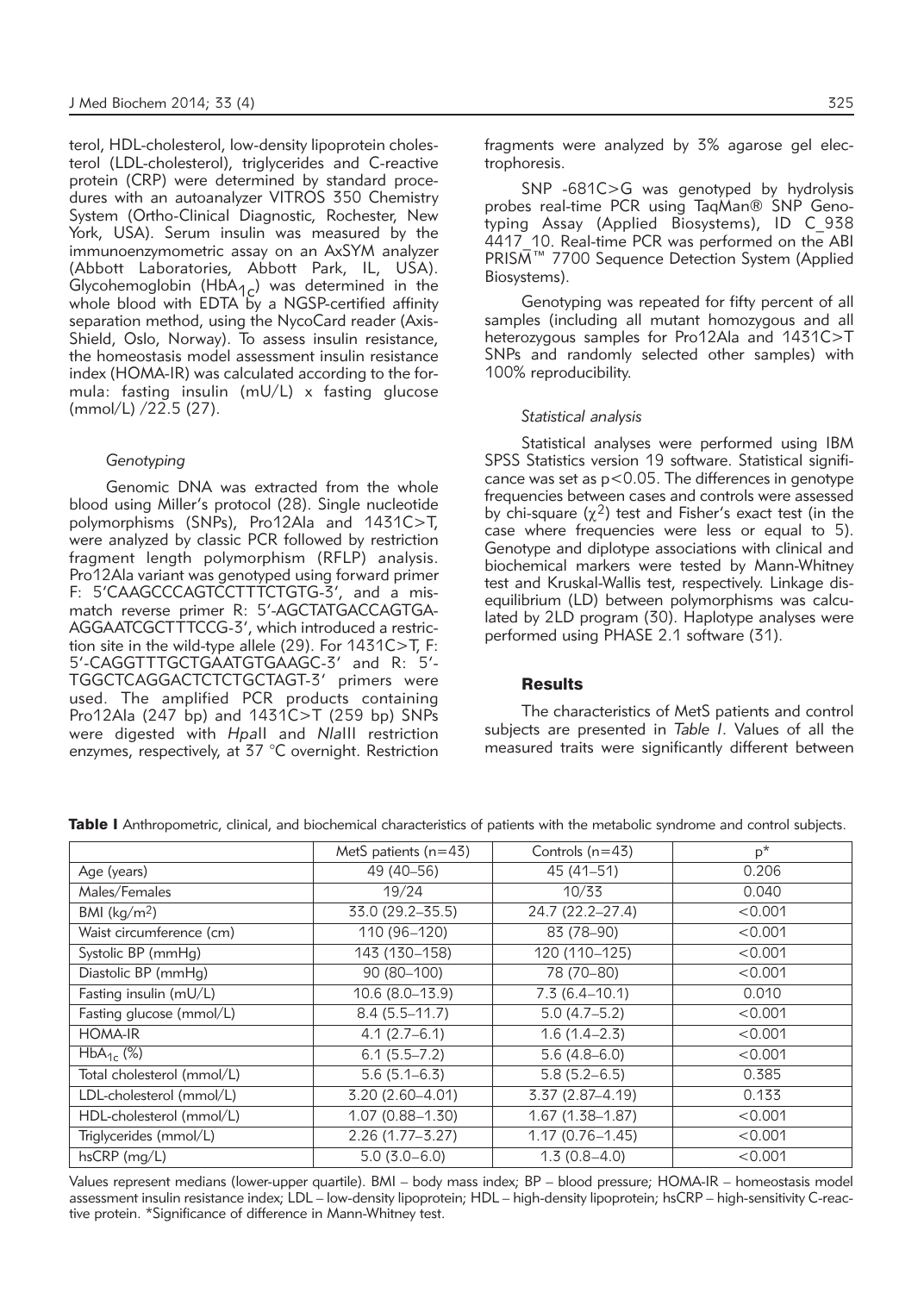terol, HDL-cholesterol, low-density lipoprotein cholesterol (LDL-cholesterol), triglycerides and C-reactive protein (CRP) were determined by standard procedures with an autoanalyzer VITROS 350 Chemistry System (Ortho-Clinical Diagnostic, Rochester, New York, USA). Serum insulin was measured by the immunoenzymometric assay on an AxSYM analyzer (Abbott Laboratories, Abbott Park, IL, USA). Glycohemoglobin ($HbA_{1c}$) was determined in the whole blood with EDTA by a NGSP-certified affinity separation method, using the NycoCard reader (Axis-Shield, Oslo, Norway). To assess insulin resistance, the homeostasis model assessment insulin resistance index (HOMA-IR) was calculated according to the formula: fasting insulin (mU/L) x fasting glucose (mmol/L) /22.5 (27).

### *Genotyping*

Genomic DNA was extracted from the whole blood using Miller's protocol (28). Single nucleotide polymorphisms (SNPs), Pro12Ala and 1431C>T, were analyzed by classic PCR followed by restriction fragment length polymorphism (RFLP) analysis. Pro12Ala variant was genotyped using forward primer F: 5'CAAGCCCAGTCCTTTCTGTG-3', and a mismatch reverse primer R: 5'-AGCTATGACCAGTGAAGGAATCGCTTTCCG-3', which introduced a restriction site in the wild-type allele (29). For 1431C>T, F: 5'-CAGGTTTGCTGAATGTGAAGC-3' and R: 5'-TGGCTCAGGACTCTCTGCTAGT-3' primers were used. The amplified PCR products containing Pro12Ala (247 bp) and 1431C>T (259 bp) SNPs were digested with *Hpa*II and *Nla*III restriction enzymes, respectively, at 37 °C overnight. Restriction fragments were analyzed by 3% agarose gel electrophoresis.

SNP -681C>G was genotyped by hydrolysis probes real-time PCR using TaqMan® SNP Genotyping Assay (Applied Biosystems), ID C_938 4417_10. Real-time PCR was performed on the ABI PRISM™ 7700 Sequence Detection System (Applied Biosystems).

Genotyping was repeated for fifty percent of all samples (including all mutant homozygous and all heterozygous samples for Pro12Ala and 1431C>T SNPs and randomly selected other samples) with 100% reproducibility.

### *Statistical analysis*

Statistical analyses were performed using IBM SPSS Statistics version 19 software. Statistical significance was set as $p<0.05$. The differences in genotype frequencies between cases and controls were assessed by chi-square ($\chi^2$) test and Fisher's exact test (in the case where frequencies were less or equal to 5). Genotype and diplotype associations with clinical and biochemical markers were tested by Mann-Whitney test and Kruskal-Wallis test, respectively. Linkage disequilibrium (LD) between polymorphisms was calculated by 2LD program (30). Haplotype analyses were performed using PHASE 2.1 software (31).

## Results

The characteristics of MetS patients and control subjects are presented in *Table I*. Values of all the measured traits were significantly different between

**Table I** Anthropometric, clinical, and biochemical characteristics of patients with the metabolic syndrome and control subjects.

| | MetS patients (n=43) | Controls (n=43) | p* |
|---|---|---|---|
| Age (years) | 49 (40–56) | 45 (41–51) | 0.206 |
| Males/Females | 19/24 | 10/33 | 0.040 |
| BMI ($kg/m^2$) | 33.0 (29.2–35.5) | 24.7 (22.2–27.4) | <0.001 |
| Waist circumference (cm) | 110 (96–120) | 83 (78–90) | <0.001 |
| Systolic BP (mmHg) | 143 (130–158) | 120 (110–125) | <0.001 |
| Diastolic BP (mmHg) | 90 (80–100) | 78 (70–80) | <0.001 |
| Fasting insulin (mU/L) | 10.6 (8.0–13.9) | 7.3 (6.4–10.1) | 0.010 |
| Fasting glucose (mmol/L) | 8.4 (5.5–11.7) | 5.0 (4.7–5.2) | <0.001 |
| HOMA-IR | 4.1 (2.7–6.1) | 1.6 (1.4–2.3) | <0.001 |
| $HbA_{1c}$ (%) | 6.1 (5.5–7.2) | 5.6 (4.8–6.0) | <0.001 |
| Total cholesterol (mmol/L) | 5.6 (5.1–6.3) | 5.8 (5.2–6.5) | 0.385 |
| LDL-cholesterol (mmol/L) | 3.20 (2.60–4.01) | 3.37 (2.87–4.19) | 0.133 |
| HDL-cholesterol (mmol/L) | 1.07 (0.88–1.30) | 1.67 (1.38–1.87) | <0.001 |
| Triglycerides (mmol/L) | 2.26 (1.77–3.27) | 1.17 (0.76–1.45) | <0.001 |
| hsCRP (mg/L) | 5.0 (3.0–6.0) | 1.3 (0.8–4.0) | <0.001 |

Values represent medians (lower-upper quartile). BMI – body mass index; BP – blood pressure; HOMA-IR – homeostasis model assessment insulin resistance index; LDL – low-density lipoprotein; HDL – high-density lipoprotein; hsCRP – high-sensitivity C-reactive protein. *Significance of difference in Mann-Whitney test.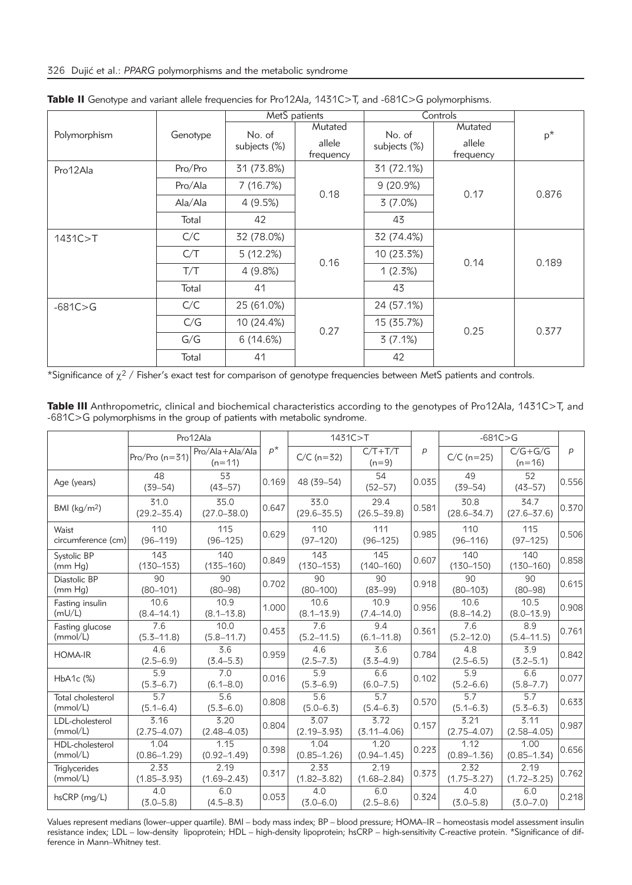**Table II** Genotype and variant allele frequencies for Pro12Ala, 1431C>T, and -681C>G polymorphisms.

| Polymorphism | Genotype | MetS patients | | Controls | | $p^*$ |
|---|---|---|---|---|---|---|
| | | No. of subjects (%) | Mutated allele frequency | No. of subjects (%) | Mutated allele frequency | |
| Pro12Ala | Pro/Pro | 31 (73.8%) | 0.18 | 31 (72.1%) | 0.17 | 0.876 |
| | Pro/Ala | 7 (16.7%) | | 9 (20.9%) | | |
| | Ala/Ala | 4 (9.5%) | | 3 (7.0%) | | |
| | Total | 42 | | 43 | | |
| 1431C>T | C/C | 32 (78.0%) | 0.16 | 32 (74.4%) | 0.14 | 0.189 |
| | C/T | 5 (12.2%) | | 10 (23.3%) | | |
| | T/T | 4 (9.8%) | | 1 (2.3%) | | |
| | Total | 41 | | 43 | | |
| -681C>G | C/C | 25 (61.0%) | 0.27 | 24 (57.1%) | 0.25 | 0.377 |
| | C/G | 10 (24.4%) | | 15 (35.7%) | | |
| | G/G | 6 (14.6%) | | 3 (7.1%) | | |
| | Total | 41 | | 42 | | |

*Significance of $\chi^2$ / Fisher's exact test for comparison of genotype frequencies between MetS patients and controls.

**Table III** Anthropometric, clinical and biochemical characteristics according to the genotypes of Pro12Ala, 1431C>T, and -681C>G polymorphisms in the group of patients with metabolic syndrome.

| | Pro12Ala | | $p^*$ | 1431C>T | | $p$ | -681C>G | | $p$ |
|---|---|---|---|---|---|---|---|---|---|
| | Pro/Pro (n=31) | Pro/Ala+Ala/Ala (n=11) | | C/C (n=32) | C/T+T/T (n=9) | | C/C (n=25) | C/G+G/G (n=16) | |
| Age (years) | 48 (39–54) | 53 (43–57) | 0.169 | 48 (39–54) | 54 (52–57) | 0.035 | 49 (39–54) | 52 (43–57) | 0.556 |
| BMI (kg/m$^2$) | 31.0 (29.2–35.4) | 35.0 (27.0–38.0) | 0.647 | 33.0 (29.6–35.5) | 29.4 (26.5–39.8) | 0.581 | 30.8 (28.6–34.7) | 34.7 (27.6–37.6) | 0.370 |
| Waist circumference (cm) | 110 (96–119) | 115 (96–125) | 0.629 | 110 (97–120) | 111 (96–125) | 0.985 | 110 (96–116) | 115 (97–125) | 0.506 |
| Systolic BP (mm Hg) | 143 (130–153) | 140 (135–160) | 0.849 | 143 (130–153) | 145 (140–160) | 0.607 | 140 (130–150) | 140 (130–160) | 0.858 |
| Diastolic BP (mm Hg) | 90 (80–101) | 90 (80–98) | 0.702 | 90 (80–100) | 90 (83–99) | 0.918 | 90 (80–103) | 90 (80–98) | 0.615 |
| Fasting insulin (mU/L) | 10.6 (8.4–14.1) | 10.9 (8.1–13.8) | 1.000 | 10.6 (8.1–13.9) | 10.9 (7.4–14.0) | 0.956 | 10.6 (8.8–14.2) | 10.5 (8.0–13.9) | 0.908 |
| Fasting glucose (mmol/L) | 7.6 (5.3–11.8) | 10.0 (5.8–11.7) | 0.453 | 7.6 (5.2–11.5) | 9.4 (6.1–11.8) | 0.361 | 7.6 (5.2–12.0) | 8.9 (5.4–11.5) | 0.761 |
| HOMA-IR | 4.6 (2.5–6.9) | 3.6 (3.4–5.3) | 0.959 | 4.6 (2.5–7.3) | 3.6 (3.3–4.9) | 0.784 | 4.8 (2.5–6.5) | 3.9 (3.2–5.1) | 0.842 |
| HbA1c (%) | 5.9 (5.3–6.7) | 7.0 (6.1–8.0) | 0.016 | 5.9 (5.3–6.9) | 6.6 (6.0–7.5) | 0.102 | 5.9 (5.2–6.6) | 6.6 (5.8–7.7) | 0.077 |
| Total cholesterol (mmol/L) | 5.7 (5.1–6.4) | 5.6 (5.3–6.0) | 0.808 | 5.6 (5.0–6.3) | 5.7 (5.4–6.3) | 0.570 | 5.7 (5.1–6.3) | 5.7 (5.3–6.3) | 0.633 |
| LDL-cholesterol (mmol/L) | 3.16 (2.75–4.07) | 3.20 (2.48–4.03) | 0.804 | 3.07 (2.19–3.93) | 3.72 (3.11–4.06) | 0.157 | 3.21 (2.75–4.07) | 3.11 (2.58–4.05) | 0.987 |
| HDL-cholesterol (mmol/L) | 1.04 (0.86–1.29) | 1.15 (0.92–1.49) | 0.398 | 1.04 (0.85–1.26) | 1.20 (0.94–1.45) | 0.223 | 1.12 (0.89–1.36) | 1.00 (0.85–1.34) | 0.656 |
| Triglycerides (mmol/L) | 2.33 (1.85–3.93) | 2.19 (1.69–2.43) | 0.317 | 2.33 (1.82–3.82) | 2.19 (1.68–2.84) | 0.373 | 2.32 (1.75–3.27) | 2.19 (1.72–3.25) | 0.762 |
| hsCRP (mg/L) | 4.0 (3.0–5.8) | 6.0 (4.5–8.3) | 0.053 | 4.0 (3.0–6.0) | 6.0 (2.5–8.6) | 0.324 | 4.0 (3.0–5.8) | 6.0 (3.0–7.0) | 0.218 |

Values represent medians (lower–upper quartile). BMI – body mass index; BP – blood pressure; HOMA–IR – homeostasis model assessment insulin resistance index; LDL – low-density lipoprotein; HDL – high-density lipoprotein; hsCRP – high-sensitivity C-reactive protein. *Significance of difference in Mann–Whitney test.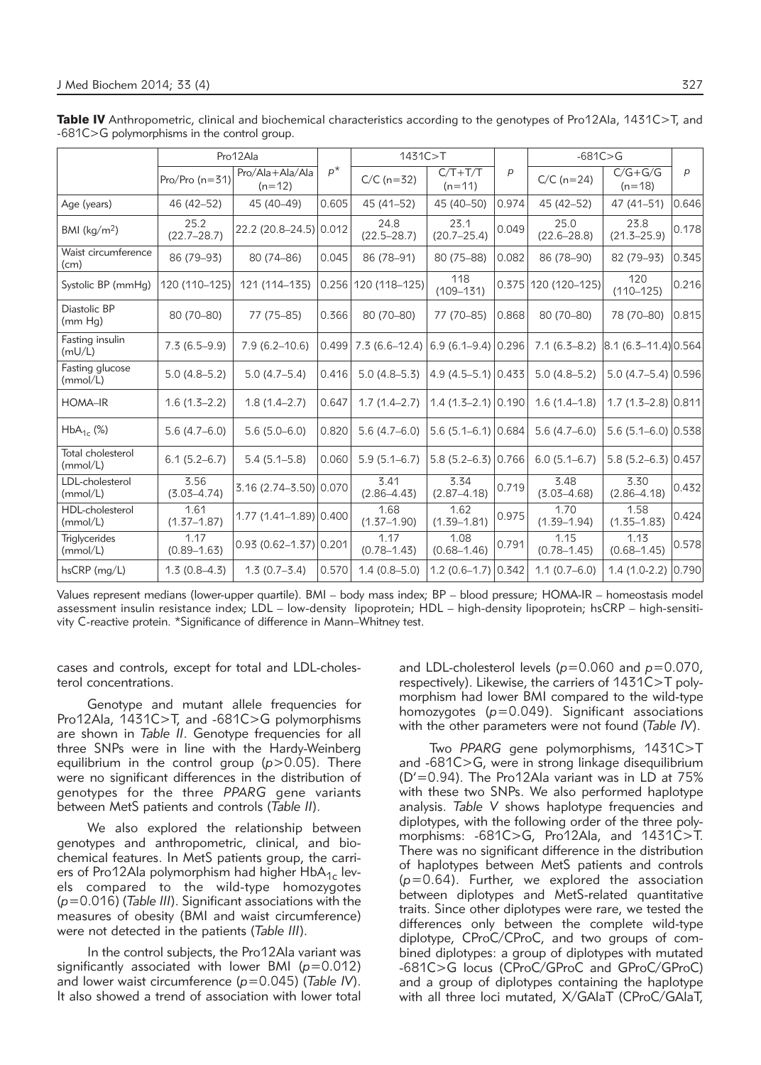**Table IV** Anthropometric, clinical and biochemical characteristics according to the genotypes of Pro12Ala, 1431C>T, and -681C>G polymorphisms in the control group.

| | Pro12Ala | | $p$* | 1431C>T | | $p$ | -681C>G | | $p$ |
|---|---|---|---|---|---|---|---|---|---|
| | Pro/Pro (n=31) | Pro/Ala+Ala/Ala (n=12) | | C/C (n=32) | C/T+T/T (n=11) | | C/C (n=24) | C/G+G/G (n=18) | |
| Age (years) | 46 (42–52) | 45 (40–49) | 0.605 | 45 (41–52) | 45 (40–50) | 0.974 | 45 (42–52) | 47 (41–51) | 0.646 |
| BMI (kg/m$^2$) | 25.2 (22.7–28.7) | 22.2 (20.8–24.5) | 0.012 | 24.8 (22.5–28.7) | 23.1 (20.7–25.4) | 0.049 | 25.0 (22.6–28.8) | 23.8 (21.3–25.9) | 0.178 |
| Waist circumference (cm) | 86 (79–93) | 80 (74–86) | 0.045 | 86 (78–91) | 80 (75–88) | 0.082 | 86 (78–90) | 82 (79–93) | 0.345 |
| Systolic BP (mmHg) | 120 (110–125) | 121 (114–135) | 0.256 | 120 (118–125) | 118 (109–131) | 0.375 | 120 (120–125) | 120 (110–125) | 0.216 |
| Diastolic BP (mm Hg) | 80 (70–80) | 77 (75–85) | 0.366 | 80 (70–80) | 77 (70–85) | 0.868 | 80 (70–80) | 78 (70–80) | 0.815 |
| Fasting insulin (mU/L) | 7.3 (6.5–9.9) | 7.9 (6.2–10.6) | 0.499 | 7.3 (6.6–12.4) | 6.9 (6.1–9.4) | 0.296 | 7.1 (6.3–8.2) | 8.1 (6.3–11.4) | 0.564 |
| Fasting glucose (mmol/L) | 5.0 (4.8–5.2) | 5.0 (4.7–5.4) | 0.416 | 5.0 (4.8–5.3) | 4.9 (4.5–5.1) | 0.433 | 5.0 (4.8–5.2) | 5.0 (4.7–5.4) | 0.596 |
| HOMA–IR | 1.6 (1.3–2.2) | 1.8 (1.4–2.7) | 0.647 | 1.7 (1.4–2.7) | 1.4 (1.3–2.1) | 0.190 | 1.6 (1.4–1.8) | 1.7 (1.3–2.8) | 0.811 |
| $HbA_{1c}$ (%) | 5.6 (4.7–6.0) | 5.6 (5.0–6.0) | 0.820 | 5.6 (4.7–6.0) | 5.6 (5.1–6.1) | 0.684 | 5.6 (4.7–6.0) | 5.6 (5.1–6.0) | 0.538 |
| Total cholesterol (mmol/L) | 6.1 (5.2–6.7) | 5.4 (5.1–5.8) | 0.060 | 5.9 (5.1–6.7) | 5.8 (5.2–6.3) | 0.766 | 6.0 (5.1–6.7) | 5.8 (5.2–6.3) | 0.457 |
| LDL-cholesterol (mmol/L) | 3.56 (3.03–4.74) | 3.16 (2.74–3.50) | 0.070 | 3.41 (2.86–4.43) | 3.34 (2.87–4.18) | 0.719 | 3.48 (3.03–4.68) | 3.30 (2.86–4.18) | 0.432 |
| HDL-cholesterol (mmol/L) | 1.61 (1.37–1.87) | 1.77 (1.41–1.89) | 0.400 | 1.68 (1.37–1.90) | 1.62 (1.39–1.81) | 0.975 | 1.70 (1.39–1.94) | 1.58 (1.35–1.83) | 0.424 |
| Triglycerides (mmol/L) | 1.17 (0.89–1.63) | 0.93 (0.62–1.37) | 0.201 | 1.17 (0.78–1.43) | 1.08 (0.68–1.46) | 0.791 | 1.15 (0.78–1.45) | 1.13 (0.68–1.45) | 0.578 |
| hsCRP (mg/L) | 1.3 (0.8–4.3) | 1.3 (0.7–3.4) | 0.570 | 1.4 (0.8–5.0) | 1.2 (0.6–1.7) | 0.342 | 1.1 (0.7–6.0) | 1.4 (1.0-2.2) | 0.790 |

Values represent medians (lower-upper quartile). BMI – body mass index; BP – blood pressure; HOMA-IR – homeostasis model assessment insulin resistance index; LDL – low-density lipoprotein; HDL – high-density lipoprotein; hsCRP – high-sensitivity C-reactive protein. *Significance of difference in Mann–Whitney test.

cases and controls, except for total and LDL-cholesterol concentrations.

Genotype and mutant allele frequencies for Pro12Ala, 1431C>T, and -681C>G polymorphisms are shown in *Table II*. Genotype frequencies for all three SNPs were in line with the Hardy-Weinberg equilibrium in the control group ($p>0.05$). There were no significant differences in the distribution of genotypes for the three *PPARG* gene variants between MetS patients and controls (*Table II*).

We also explored the relationship between genotypes and anthropometric, clinical, and biochemical features. In MetS patients group, the carriers of Pro12Ala polymorphism had higher $HbA_{1c}$ levels compared to the wild-type homozygotes ($p=0.016$) (*Table III*). Significant associations with the measures of obesity (BMI and waist circumference) were not detected in the patients (*Table III*).

In the control subjects, the Pro12Ala variant was significantly associated with lower BMI ($p=0.012$) and lower waist circumference ($p=0.045$) (*Table IV*). It also showed a trend of association with lower total and LDL-cholesterol levels ($p=0.060$ and $p=0.070$, respectively). Likewise, the carriers of 1431C>T polymorphism had lower BMI compared to the wild-type homozygotes ($p=0.049$). Significant associations with the other parameters were not found (*Table IV*).

Two *PPARG* gene polymorphisms, 1431C>T and -681C>G, were in strong linkage disequilibrium (D'=0.94). The Pro12Ala variant was in LD at 75% with these two SNPs. We also performed haplotype analysis. *Table V* shows haplotype frequencies and diplotypes, with the following order of the three polymorphisms: -681C>G, Pro12Ala, and 1431C>T. There was no significant difference in the distribution of haplotypes between MetS patients and controls ($p=0.64$). Further, we explored the association between diplotypes and MetS-related quantitative traits. Since other diplotypes were rare, we tested the differences only between the complete wild-type diplotype, CProC/CProC, and two groups of combined diplotypes: a group of diplotypes with mutated -681C>G locus (CProC/GProC and GProC/GProC) and a group of diplotypes containing the haplotype with all three loci mutated, X/GAlaT (CProC/GAlaT,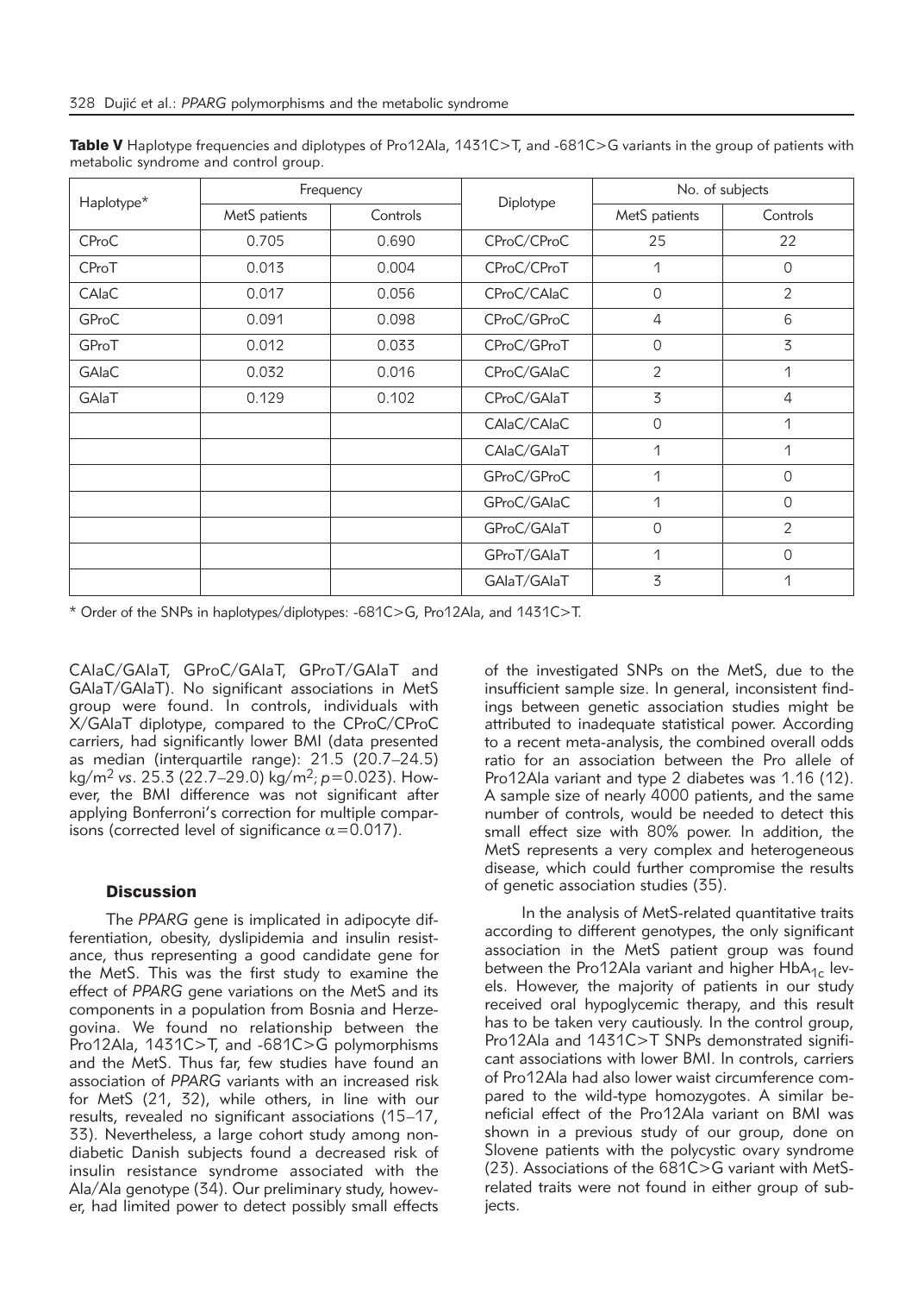**Table V** Haplotype frequencies and diplotypes of Pro12Ala, 1431C>T, and -681C>G variants in the group of patients with metabolic syndrome and control group.

| Haplotype* | Frequency | | Diplotype | No. of subjects | |
|---|---|---|---|---|---|
| | MetS patients | Controls | | MetS patients | Controls |
| CProC | 0.705 | 0.690 | CProC/CProC | 25 | 22 |
| CProT | 0.013 | 0.004 | CProC/CProT | 1 | 0 |
| CAlaC | 0.017 | 0.056 | CProC/CAlaC | 0 | 2 |
| GProC | 0.091 | 0.098 | CProC/GProC | 4 | 6 |
| GProT | 0.012 | 0.033 | CProC/GProT | 0 | 3 |
| GAlaC | 0.032 | 0.016 | CProC/GAlaC | 2 | 1 |
| GAlaT | 0.129 | 0.102 | CProC/GAlaT | 3 | 4 |
| | | | CAlaC/CAlaC | 0 | 1 |
| | | | CAlaC/GAlaT | 1 | 1 |
| | | | GProC/GProC | 1 | 0 |
| | | | GProC/GAlaC | 1 | 0 |
| | | | GProC/GAlaT | 0 | 2 |
| | | | GProT/GAlaT | 1 | 0 |
| | | | GAlaT/GAlaT | 3 | 1 |

\* Order of the SNPs in haplotypes/diplotypes: -681C>G, Pro12Ala, and 1431C>T.

CAlaC/GAlaT, GProC/GAlaT, GProT/GAlaT and GAlaT/GAlaT). No significant associations in MetS group were found. In controls, individuals with X/GAlaT diplotype, compared to the CProC/CProC carriers, had significantly lower BMI (data presented as median (interquartile range): 21.5 (20.7–24.5) kg/m$^2$ *vs*. 25.3 (22.7–29.0) kg/m$^2$; $p=0.023$). However, the BMI difference was not significant after applying Bonferroni's correction for multiple comparisons (corrected level of significance $\alpha=0.017$).

## Discussion

The *PPARG* gene is implicated in adipocyte differentiation, obesity, dyslipidemia and insulin resistance, thus representing a good candidate gene for the MetS. This was the first study to examine the effect of *PPARG* gene variations on the MetS and its components in a population from Bosnia and Herzegovina. We found no relationship between the Pro12Ala, 1431C>T, and -681C>G polymorphisms and the MetS. Thus far, few studies have found an association of *PPARG* variants with an increased risk for MetS (21, 32), while others, in line with our results, revealed no significant associations (15–17, 33). Nevertheless, a large cohort study among non-diabetic Danish subjects found a decreased risk of insulin resistance syndrome associated with the Ala/Ala genotype (34). Our preliminary study, however, had limited power to detect possibly small effects of the investigated SNPs on the MetS, due to the insufficient sample size. In general, inconsistent findings between genetic association studies might be attributed to inadequate statistical power. According to a recent meta-analysis, the combined overall odds ratio for an association between the Pro allele of Pro12Ala variant and type 2 diabetes was 1.16 (12). A sample size of nearly 4000 patients, and the same number of controls, would be needed to detect this small effect size with 80% power. In addition, the MetS represents a very complex and heterogeneous disease, which could further compromise the results of genetic association studies (35).

In the analysis of MetS-related quantitative traits according to different genotypes, the only significant association in the MetS patient group was found between the Pro12Ala variant and higher $HbA_{1c}$ levels. However, the majority of patients in our study received oral hypoglycemic therapy, and this result has to be taken very cautiously. In the control group, Pro12Ala and 1431C>T SNPs demonstrated significant associations with lower BMI. In controls, carriers of Pro12Ala had also lower waist circumference compared to the wild-type homozygotes. A similar beneficial effect of the Pro12Ala variant on BMI was shown in a previous study of our group, done on Slovene patients with the polycystic ovary syndrome (23). Associations of the 681C>G variant with MetS-related traits were not found in either group of subjects.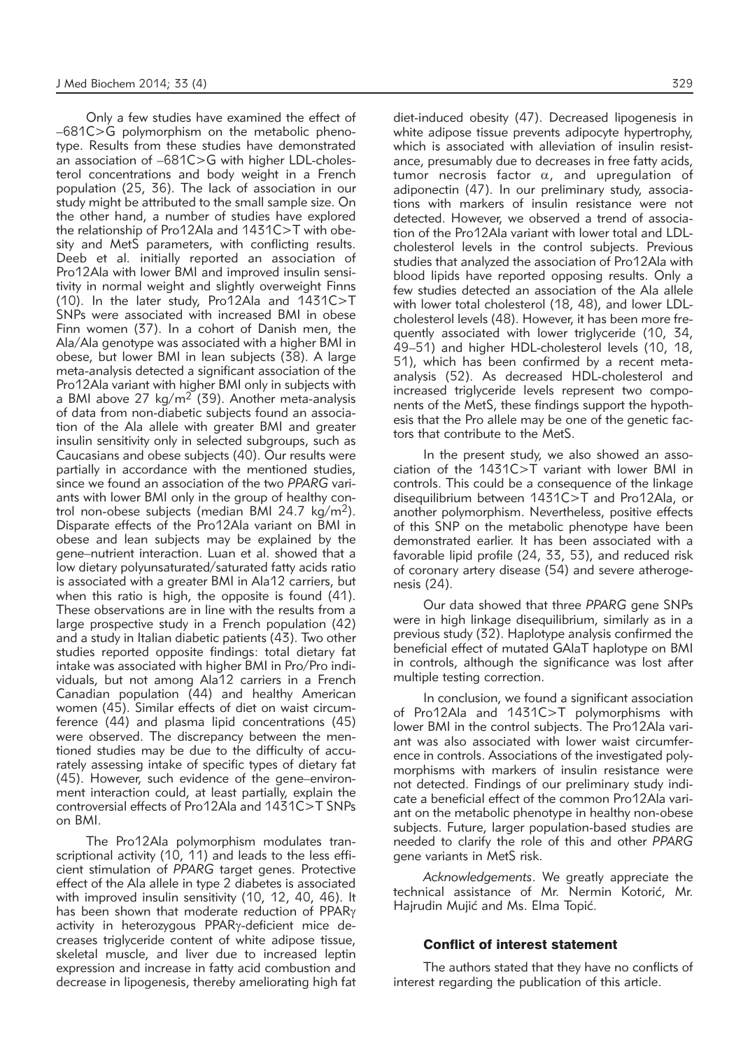Only a few studies have examined the effect of –681C>G polymorphism on the metabolic phenotype. Results from these studies have demonstrated an association of –681C>G with higher LDL-cholesterol concentrations and body weight in a French population (25, 36). The lack of association in our study might be attributed to the small sample size. On the other hand, a number of studies have explored the relationship of Pro12Ala and 1431C>T with obesity and MetS parameters, with conflicting results. Deeb et al. initially reported an association of Pro12Ala with lower BMI and improved insulin sensitivity in normal weight and slightly overweight Finns (10). In the later study, Pro12Ala and 1431C>T SNPs were associated with increased BMI in obese Finn women (37). In a cohort of Danish men, the Ala/Ala genotype was associated with a higher BMI in obese, but lower BMI in lean subjects (38). A large meta-analysis detected a significant association of the Pro12Ala variant with higher BMI only in subjects with a BMI above 27 kg/m$^2$ (39). Another meta-analysis of data from non-diabetic subjects found an association of the Ala allele with greater BMI and greater insulin sensitivity only in selected subgroups, such as Caucasians and obese subjects (40). Our results were partially in accordance with the mentioned studies, since we found an association of the two *PPARG* variants with lower BMI only in the group of healthy control non-obese subjects (median BMI 24.7 kg/m$^2$). Disparate effects of the Pro12Ala variant on BMI in obese and lean subjects may be explained by the gene–nutrient interaction. Luan et al. showed that a low dietary polyunsaturated/saturated fatty acids ratio is associated with a greater BMI in Ala12 carriers, but when this ratio is high, the opposite is found (41). These observations are in line with the results from a large prospective study in a French population (42) and a study in Italian diabetic patients (43). Two other studies reported opposite findings: total dietary fat intake was associated with higher BMI in Pro/Pro individuals, but not among Ala12 carriers in a French Canadian population (44) and healthy American women (45). Similar effects of diet on waist circumference (44) and plasma lipid concentrations (45) were observed. The discrepancy between the mentioned studies may be due to the difficulty of accurately assessing intake of specific types of dietary fat (45). However, such evidence of the gene–environment interaction could, at least partially, explain the controversial effects of Pro12Ala and 1431C>T SNPs on BMI.

The Pro12Ala polymorphism modulates transcriptional activity (10, 11) and leads to the less efficient stimulation of *PPARG* target genes. Protective effect of the Ala allele in type 2 diabetes is associated with improved insulin sensitivity (10, 12, 40, 46). It has been shown that moderate reduction of PPAR$\gamma$ activity in heterozygous PPAR$\gamma$-deficient mice decreases triglyceride content of white adipose tissue, skeletal muscle, and liver due to increased leptin expression and increase in fatty acid combustion and decrease in lipogenesis, thereby ameliorating high fat diet-induced obesity (47). Decreased lipogenesis in white adipose tissue prevents adipocyte hypertrophy, which is associated with alleviation of insulin resistance, presumably due to decreases in free fatty acids, tumor necrosis factor $\alpha$, and upregulation of adiponectin (47). In our preliminary study, associations with markers of insulin resistance were not detected. However, we observed a trend of association of the Pro12Ala variant with lower total and LDL-cholesterol levels in the control subjects. Previous studies that analyzed the association of Pro12Ala with blood lipids have reported opposing results. Only a few studies detected an association of the Ala allele with lower total cholesterol (18, 48), and lower LDL-cholesterol levels (48). However, it has been more frequently associated with lower triglyceride (10, 34, 49–51) and higher HDL-cholesterol levels (10, 18, 51), which has been confirmed by a recent meta-analysis (52). As decreased HDL-cholesterol and increased triglyceride levels represent two components of the MetS, these findings support the hypothesis that the Pro allele may be one of the genetic factors that contribute to the MetS.

In the present study, we also showed an association of the 1431C>T variant with lower BMI in controls. This could be a consequence of the linkage disequilibrium between 1431C>T and Pro12Ala, or another polymorphism. Nevertheless, positive effects of this SNP on the metabolic phenotype have been demonstrated earlier. It has been associated with a favorable lipid profile (24, 33, 53), and reduced risk of coronary artery disease (54) and severe atherogenesis (24).

Our data showed that three *PPARG* gene SNPs were in high linkage disequilibrium, similarly as in a previous study (32). Haplotype analysis confirmed the beneficial effect of mutated GAlaT haplotype on BMI in controls, although the significance was lost after multiple testing correction.

In conclusion, we found a significant association of Pro12Ala and 1431C>T polymorphisms with lower BMI in the control subjects. The Pro12Ala variant was also associated with lower waist circumference in controls. Associations of the investigated polymorphisms with markers of insulin resistance were not detected. Findings of our preliminary study indicate a beneficial effect of the common Pro12Ala variant on the metabolic phenotype in healthy non-obese subjects. Future, larger population-based studies are needed to clarify the role of this and other *PPARG* gene variants in MetS risk.

*Acknowledgements*. We greatly appreciate the technical assistance of Mr. Nermin Kotorić, Mr. Hajrudin Mujić and Ms. Elma Topić.

### Conflict of interest statement

The authors stated that they have no conflicts of interest regarding the publication of this article.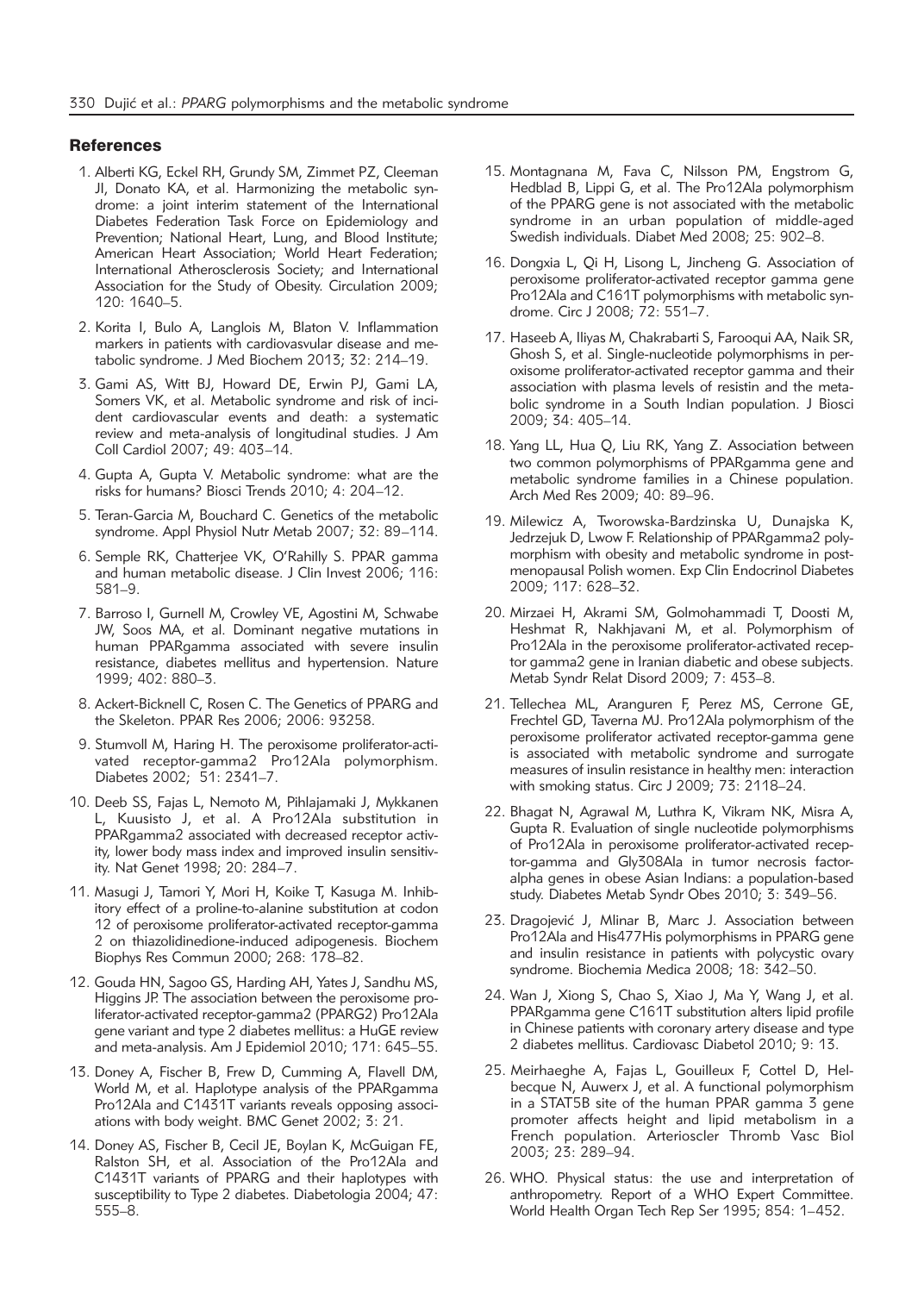## References

1. Alberti KG, Eckel RH, Grundy SM, Zimmet PZ, Cleeman JI, Donato KA, et al. Harmonizing the metabolic syndrome: a joint interim statement of the International Diabetes Federation Task Force on Epidemiology and Prevention; National Heart, Lung, and Blood Institute; American Heart Association; World Heart Federation; International Atherosclerosis Society; and International Association for the Study of Obesity. Circulation 2009; 120: 1640–5.
2. Korita I, Bulo A, Langlois M, Blaton V. Inflammation markers in patients with cardiovasvular disease and metabolic syndrome. J Med Biochem 2013; 32: 214–19.
3. Gami AS, Witt BJ, Howard DE, Erwin PJ, Gami LA, Somers VK, et al. Metabolic syndrome and risk of incident cardiovascular events and death: a systematic review and meta-analysis of longitudinal studies. J Am Coll Cardiol 2007; 49: 403–14.
4. Gupta A, Gupta V. Metabolic syndrome: what are the risks for humans? Biosci Trends 2010; 4: 204–12.
5. Teran-Garcia M, Bouchard C. Genetics of the metabolic syndrome. Appl Physiol Nutr Metab 2007; 32: 89–114.
6. Semple RK, Chatterjee VK, O'Rahilly S. PPAR gamma and human metabolic disease. J Clin Invest 2006; 116: 581–9.
7. Barroso I, Gurnell M, Crowley VE, Agostini M, Schwabe JW, Soos MA, et al. Dominant negative mutations in human PPARgamma associated with severe insulin resistance, diabetes mellitus and hypertension. Nature 1999; 402: 880–3.
8. Ackert-Bicknell C, Rosen C. The Genetics of PPARG and the Skeleton. PPAR Res 2006; 2006: 93258.
9. Stumvoll M, Haring H. The peroxisome proliferator-activated receptor-gamma2 Pro12Ala polymorphism. Diabetes 2002; 51: 2341–7.
10. Deeb SS, Fajas L, Nemoto M, Pihlajamaki J, Mykkanen L, Kuusisto J, et al. A Pro12Ala substitution in PPARgamma2 associated with decreased receptor activity, lower body mass index and improved insulin sensitivity. Nat Genet 1998; 20: 284–7.
11. Masugi J, Tamori Y, Mori H, Koike T, Kasuga M. Inhibitory effect of a proline-to-alanine substitution at codon 12 of peroxisome proliferator-activated receptor-gamma 2 on thiazolidinedione-induced adipogenesis. Biochem Biophys Res Commun 2000; 268: 178–82.
12. Gouda HN, Sagoo GS, Harding AH, Yates J, Sandhu MS, Higgins JP. The association between the peroxisome proliferator-activated receptor-gamma2 (PPARG2) Pro12Ala gene variant and type 2 diabetes mellitus: a HuGE review and meta-analysis. Am J Epidemiol 2010; 171: 645–55.
13. Doney A, Fischer B, Frew D, Cumming A, Flavell DM, World M, et al. Haplotype analysis of the PPARgamma Pro12Ala and C1431T variants reveals opposing associations with body weight. BMC Genet 2002; 3: 21.
14. Doney AS, Fischer B, Cecil JE, Boylan K, McGuigan FE, Ralston SH, et al. Association of the Pro12Ala and C1431T variants of PPARG and their haplotypes with susceptibility to Type 2 diabetes. Diabetologia 2004; 47: 555–8.
15. Montagnana M, Fava C, Nilsson PM, Engstrom G, Hedblad B, Lippi G, et al. The Pro12Ala polymorphism of the PPARG gene is not associated with the metabolic syndrome in an urban population of middle-aged Swedish individuals. Diabet Med 2008; 25: 902–8.
16. Dongxia L, Qi H, Lisong L, Jincheng G. Association of peroxisome proliferator-activated receptor gamma gene Pro12Ala and C161T polymorphisms with metabolic syndrome. Circ J 2008; 72: 551–7.
17. Haseeb A, Iliyas M, Chakrabarti S, Farooqui AA, Naik SR, Ghosh S, et al. Single-nucleotide polymorphisms in peroxisome proliferator-activated receptor gamma and their association with plasma levels of resistin and the metabolic syndrome in a South Indian population. J Biosci 2009; 34: 405–14.
18. Yang LL, Hua Q, Liu RK, Yang Z. Association between two common polymorphisms of PPARgamma gene and metabolic syndrome families in a Chinese population. Arch Med Res 2009; 40: 89–96.
19. Milewicz A, Tworowska-Bardzinska U, Dunajska K, Jedrzejuk D, Lwow F. Relationship of PPARgamma2 polymorphism with obesity and metabolic syndrome in postmenopausal Polish women. Exp Clin Endocrinol Diabetes 2009; 117: 628–32.
20. Mirzaei H, Akrami SM, Golmohammadi T, Doosti M, Heshmat R, Nakhjavani M, et al. Polymorphism of Pro12Ala in the peroxisome proliferator-activated receptor gamma2 gene in Iranian diabetic and obese subjects. Metab Syndr Relat Disord 2009; 7: 453–8.
21. Tellechea ML, Aranguren F, Perez MS, Cerrone GE, Frechtel GD, Taverna MJ. Pro12Ala polymorphism of the peroxisome proliferator activated receptor-gamma gene is associated with metabolic syndrome and surrogate measures of insulin resistance in healthy men: interaction with smoking status. Circ J 2009; 73: 2118–24.
22. Bhagat N, Agrawal M, Luthra K, Vikram NK, Misra A, Gupta R. Evaluation of single nucleotide polymorphisms of Pro12Ala in peroxisome proliferator-activated receptor-gamma and Gly308Ala in tumor necrosis factor-alpha genes in obese Asian Indians: a population-based study. Diabetes Metab Syndr Obes 2010; 3: 349–56.
23. Dragojević J, Mlinar B, Marc J. Association between Pro12Ala and His477His polymorphisms in PPARG gene and insulin resistance in patients with polycystic ovary syndrome. Biochemia Medica 2008; 18: 342–50.
24. Wan J, Xiong S, Chao S, Xiao J, Ma Y, Wang J, et al. PPARgamma gene C161T substitution alters lipid profile in Chinese patients with coronary artery disease and type 2 diabetes mellitus. Cardiovasc Diabetol 2010; 9: 13.
25. Meirhaeghe A, Fajas L, Gouilleux F, Cottel D, Helbecque N, Auwerx J, et al. A functional polymorphism in a STAT5B site of the human PPAR gamma 3 gene promoter affects height and lipid metabolism in a French population. Arterioscler Thromb Vasc Biol 2003; 23: 289–94.
26. WHO. Physical status: the use and interpretation of anthropometry. Report of a WHO Expert Committee. World Health Organ Tech Rep Ser 1995; 854: 1–452.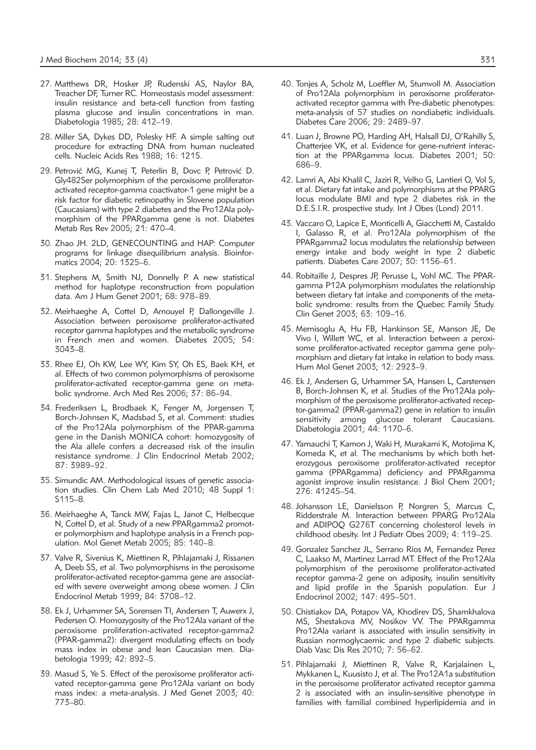27. Matthews DR, Hosker JP, Rudenski AS, Naylor BA, Treacher DF, Turner RC. Homeostasis model assessment: insulin resistance and beta-cell function from fasting plasma glucose and insulin concentrations in man. Diabetologia 1985; 28: 412–19.

28. Miller SA, Dykes DD, Polesky HF. A simple salting out procedure for extracting DNA from human nucleated cells. Nucleic Acids Res 1988; 16: 1215.

29. Petrović MG, Kunej T, Peterlin B, Dovc P, Petrović D. Gly482Ser polymorphism of the peroxisome proliferator-activated receptor-gamma coactivator-1 gene might be a risk factor for diabetic retinopathy in Slovene population (Caucasians) with type 2 diabetes and the Pro12Ala polymorphism of the PPARgamma gene is not. Diabetes Metab Res Rev 2005; 21: 470–4.

30. Zhao JH. 2LD, GENECOUNTING and HAP: Computer programs for linkage disequilibrium analysis. Bioinformatics 2004; 20: 1325–6.

31. Stephens M, Smith NJ, Donnelly P. A new statistical method for haplotype reconstruction from population data. Am J Hum Genet 2001; 68: 978–89.

32. Meirhaeghe A, Cottel D, Amouyel P, Dallongeville J. Association between peroxisome proliferator-activated receptor gamma haplotypes and the metabolic syndrome in French men and women. Diabetes 2005; 54: 3043–8.

33. Rhee EJ, Oh KW, Lee WY, Kim SY, Oh ES, Baek KH, et al. Effects of two common polymorphisms of peroxisome proliferator-activated receptor-gamma gene on metabolic syndrome. Arch Med Res 2006; 37: 86–94.

34. Frederiksen L, Brodbaek K, Fenger M, Jorgensen T, Borch-Johnsen K, Madsbad S, et al. Comment: studies of the Pro12Ala polymorphism of the PPAR-gamma gene in the Danish MONICA cohort: homozygosity of the Ala allele confers a decreased risk of the insulin resistance syndrome. J Clin Endocrinol Metab 2002; 87: 3989–92.

35. Simundic AM. Methodological issues of genetic association studies. Clin Chem Lab Med 2010; 48 Suppl 1: S115–8.

36. Meirhaeghe A, Tanck MW, Fajas L, Janot C, Helbecque N, Cottel D, et al. Study of a new PPARgamma2 promoter polymorphism and haplotype analysis in a French population. Mol Genet Metab 2005; 85: 140–8.

37. Valve R, Sivenius K, Miettinen R, Pihlajamaki J, Rissanen A, Deeb SS, et al. Two polymorphisms in the peroxisome proliferator-activated receptor-gamma gene are associated with severe overweight among obese women. J Clin Endocrinol Metab 1999; 84: 3708–12.

38. Ek J, Urhammer SA, Sorensen TI, Andersen T, Auwerx J, Pedersen O. Homozygosity of the Pro12Ala variant of the peroxisome proliferation-activated receptor-gamma2 (PPAR-gamma2): divergent modulating effects on body mass index in obese and lean Caucasian men. Diabetologia 1999; 42: 892–5.

39. Masud S, Ye S. Effect of the peroxisome proliferator activated receptor-gamma gene Pro12Ala variant on body mass index: a meta-analysis. J Med Genet 2003; 40: 773–80.

40. Tonjes A, Scholz M, Loeffler M, Stumvoll M. Association of Pro12Ala polymorphism in peroxisome proliferator-activated receptor gamma with Pre-diabetic phenotypes: meta-analysis of 57 studies on nondiabetic individuals. Diabetes Care 2006; 29: 2489–97.

41. Luan J, Browne PO, Harding AH, Halsall DJ, O'Rahilly S, Chatterjee VK, et al. Evidence for gene-nutrient interaction at the PPARgamma locus. Diabetes 2001; 50: 686–9.

42. Lamri A, Abi Khalil C, Jaziri R, Velho G, Lantieri O, Vol S, et al. Dietary fat intake and polymorphisms at the PPARG locus modulate BMI and type 2 diabetes risk in the D.E.S.I.R. prospective study. Int J Obes (Lond) 2011.

43. Vaccaro O, Lapice E, Monticelli A, Giacchetti M, Castaldo I, Galasso R, et al. Pro12Ala polymorphism of the PPARgamma2 locus modulates the relationship between energy intake and body weight in type 2 diabetic patients. Diabetes Care 2007; 30: 1156–61.

44. Robitaille J, Despres JP, Perusse L, Vohl MC. The PPAR-gamma P12A polymorphism modulates the relationship between dietary fat intake and components of the metabolic syndrome: results from the Quebec Family Study. Clin Genet 2003; 63: 109–16.

45. Memisoglu A, Hu FB, Hankinson SE, Manson JE, De Vivo I, Willett WC, et al. Interaction between a peroxisome proliferator-activated receptor gamma gene polymorphism and dietary fat intake in relation to body mass. Hum Mol Genet 2003; 12: 2923–9.

46. Ek J, Andersen G, Urhammer SA, Hansen L, Carstensen B, Borch-Johnsen K, et al. Studies of the Pro12Ala polymorphism of the peroxisome proliferator-activated receptor-gamma2 (PPAR-gamma2) gene in relation to insulin sensitivity among glucose tolerant Caucasians. Diabetologia 2001; 44: 1170–6.

47. Yamauchi T, Kamon J, Waki H, Murakami K, Motojima K, Komeda K, et al. The mechanisms by which both heterozygous peroxisome proliferator-activated receptor gamma (PPARgamma) deficiency and PPARgamma agonist improve insulin resistance. J Biol Chem 2001; 276: 41245–54.

48. Johansson LE, Danielsson P, Norgren S, Marcus C, Ridderstrale M. Interaction between PPARG Pro12Ala and ADIPOQ G276T concerning cholesterol levels in childhood obesity. Int J Pediatr Obes 2009; 4: 119–25.

49. Gonzalez Sanchez JL, Serrano Rios M, Fernandez Perez C, Laakso M, Martinez Larrad MT. Effect of the Pro12Ala polymorphism of the peroxisome proliferator-activated receptor gamma-2 gene on adiposity, insulin sensitivity and lipid profile in the Spanish population. Eur J Endocrinol 2002; 147: 495–501.

50. Chistiakov DA, Potapov VA, Khodirev DS, Shamkhalova MS, Shestakova MV, Nosikov VV. The PPARgamma Pro12Ala variant is associated with insulin sensitivity in Russian normoglycaemic and type 2 diabetic subjects. Diab Vasc Dis Res 2010; 7: 56–62.

51. Pihlajamaki J, Miettinen R, Valve R, Karjalainen L, Mykkanen L, Kuusisto J, et al. The Pro12A1a substitution in the peroxisome proliferator activated receptor gamma 2 is associated with an insulin-sensitive phenotype in families with familial combined hyperlipidemia and in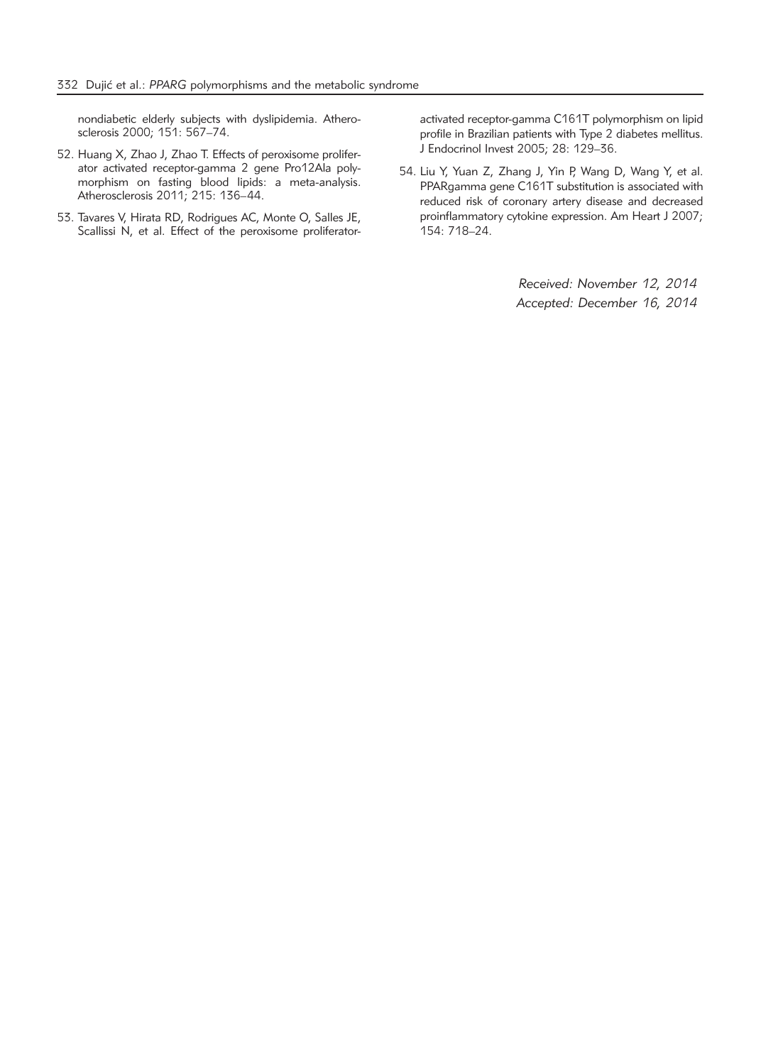nondiabetic elderly subjects with dyslipidemia. Atherosclerosis 2000; 151: 567–74.

52. Huang X, Zhao J, Zhao T. Effects of peroxisome proliferator activated receptor-gamma 2 gene Pro12Ala polymorphism on fasting blood lipids: a meta-analysis. Atherosclerosis 2011; 215: 136–44.

53. Tavares V, Hirata RD, Rodrigues AC, Monte O, Salles JE, Scallissi N, et al. Effect of the peroxisome proliferator-activated receptor-gamma C161T polymorphism on lipid profile in Brazilian patients with Type 2 diabetes mellitus. J Endocrinol Invest 2005; 28: 129–36.

54. Liu Y, Yuan Z, Zhang J, Yin P, Wang D, Wang Y, et al. PPARgamma gene C161T substitution is associated with reduced risk of coronary artery disease and decreased proinflammatory cytokine expression. Am Heart J 2007; 154: 718–24.

*Received: November 12, 2014*
*Accepted: December 16, 2014*